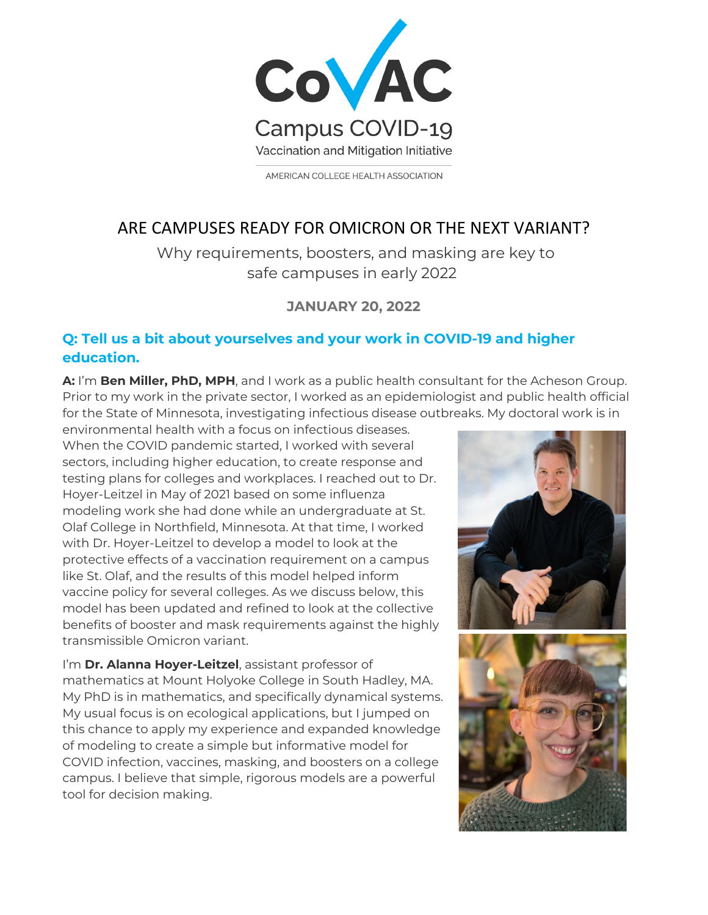CoVAC

Campus COVID-19

Vaccination and Mitigation Initiative

AMERICAN COLLEGE HEALTH ASSOCIATION

# ARE CAMPUSES READY FOR OMICRON OR THE NEXT VARIANT?

Why requirements, boosters, and masking are key to safe campuses in early 2022

**JANUARY 20, 2022**

## Q: Tell us a bit about yourselves and your work in COVID-19 and higher education.

**A:** I'm **Ben Miller, PhD, MPH**, and I work as a public health consultant for the Acheson Group. Prior to my work in the private sector, I worked as an epidemiologist and public health official for the State of Minnesota, investigating infectious disease outbreaks. My doctoral work is in environmental health with a focus on infectious diseases. When the COVID pandemic started, I worked with several sectors, including higher education, to create response and testing plans for colleges and workplaces. I reached out to Dr. Hoyer-Leitzel in May of 2021 based on some influenza modeling work she had done while an undergraduate at St. Olaf College in Northfield, Minnesota. At that time, I worked with Dr. Hoyer-Leitzel to develop a model to look at the protective effects of a vaccination requirement on a campus like St. Olaf, and the results of this model helped inform vaccine policy for several colleges. As we discuss below, this model has been updated and refined to look at the collective benefits of booster and mask requirements against the highly transmissible Omicron variant.

I'm **Dr. Alanna Hoyer-Leitzel**, assistant professor of mathematics at Mount Holyoke College in South Hadley, MA. My PhD is in mathematics, and specifically dynamical systems. My usual focus is on ecological applications, but I jumped on this chance to apply my experience and expanded knowledge of modeling to create a simple but informative model for COVID infection, vaccines, masking, and boosters on a college campus. I believe that simple, rigorous models are a powerful tool for decision making.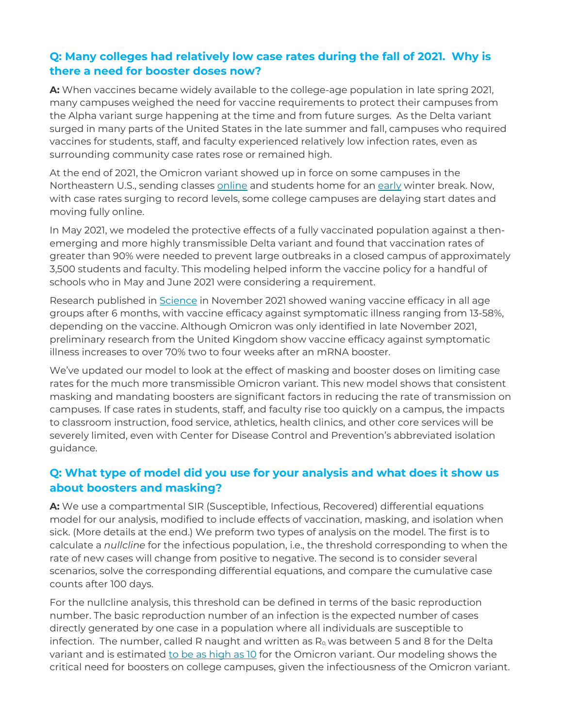## Q: Many colleges had relatively low case rates during the fall of 2021. Why is there a need for booster doses now?

**A:** When vaccines became widely available to the college-age population in late spring 2021, many campuses weighed the need for vaccine requirements to protect their campuses from the Alpha variant surge happening at the time and from future surges. As the Delta variant surged in many parts of the United States in the late summer and fall, campuses who required vaccines for students, staff, and faculty experienced relatively low infection rates, even as surrounding community case rates rose or remained high.

At the end of 2021, the Omicron variant showed up in force on some campuses in the Northeastern U.S., sending classes online and students home for an early winter break. Now, with case rates surging to record levels, some college campuses are delaying start dates and moving fully online.

In May 2021, we modeled the protective effects of a fully vaccinated population against a then-emerging and more highly transmissible Delta variant and found that vaccination rates of greater than 90% were needed to prevent large outbreaks in a closed campus of approximately 3,500 students and faculty. This modeling helped inform the vaccine policy for a handful of schools who in May and June 2021 were considering a requirement.

Research published in Science in November 2021 showed waning vaccine efficacy in all age groups after 6 months, with vaccine efficacy against symptomatic illness ranging from 13-58%, depending on the vaccine. Although Omicron was only identified in late November 2021, preliminary research from the United Kingdom show vaccine efficacy against symptomatic illness increases to over 70% two to four weeks after an mRNA booster.

We've updated our model to look at the effect of masking and booster doses on limiting case rates for the much more transmissible Omicron variant. This new model shows that consistent masking and mandating boosters are significant factors in reducing the rate of transmission on campuses. If case rates in students, staff, and faculty rise too quickly on a campus, the impacts to classroom instruction, food service, athletics, health clinics, and other core services will be severely limited, even with Center for Disease Control and Prevention's abbreviated isolation guidance.

## Q: What type of model did you use for your analysis and what does it show us about boosters and masking?

**A:** We use a compartmental SIR (Susceptible, Infectious, Recovered) differential equations model for our analysis, modified to include effects of vaccination, masking, and isolation when sick. (More details at the end.) We preform two types of analysis on the model. The first is to calculate a *nullcline* for the infectious population, i.e., the threshold corresponding to when the rate of new cases will change from positive to negative. The second is to consider several scenarios, solve the corresponding differential equations, and compare the cumulative case counts after 100 days.

For the nullcline analysis, this threshold can be defined in terms of the basic reproduction number. The basic reproduction number of an infection is the expected number of cases directly generated by one case in a population where all individuals are susceptible to infection. The number, called R naught and written as $R_0$, was between 5 and 8 for the Delta variant and is estimated to be as high as 10 for the Omicron variant. Our modeling shows the critical need for boosters on college campuses, given the infectiousness of the Omicron variant.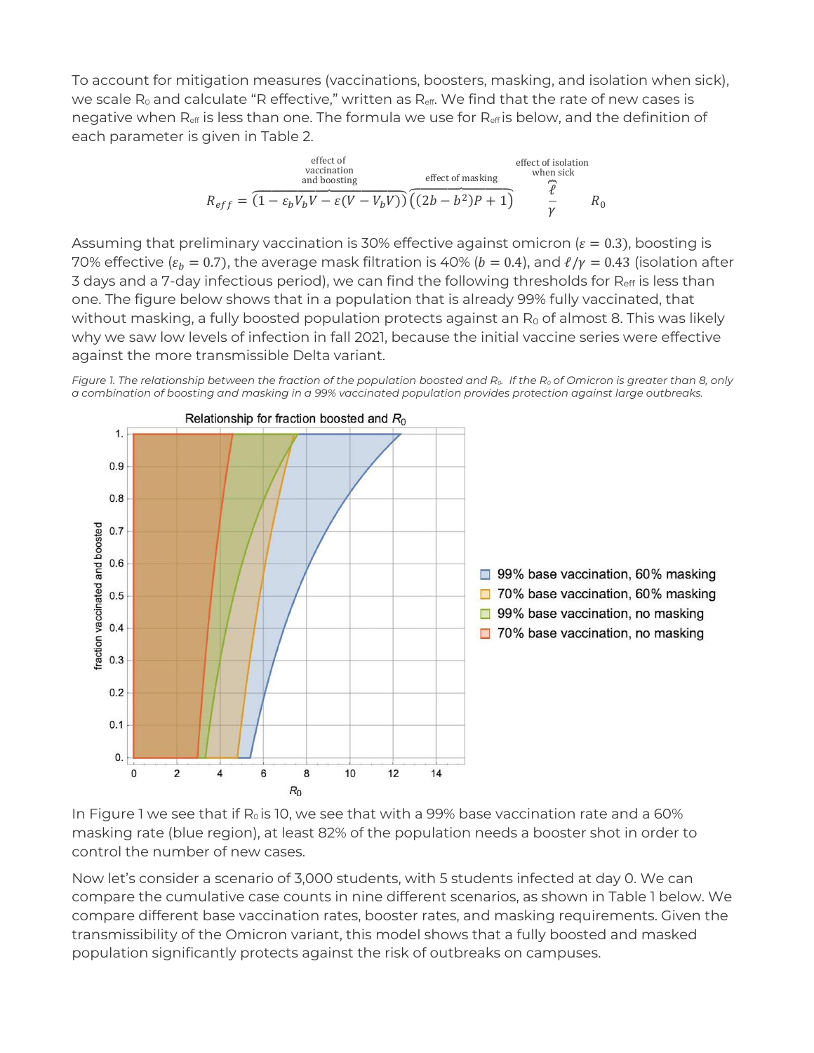To account for mitigation measures (vaccinations, boosters, masking, and isolation when sick), we scale $R_0$ and calculate "R effective," written as $R_{eff}$. We find that the rate of new cases is negative when $R_{eff}$ is less than one. The formula we use for $R_{eff}$ is below, and the definition of each parameter is given in Table 2.

$$R_{eff} = \overbrace{(1 - \varepsilon_b V_b V - \varepsilon(V - V_b V))}^{\text{effect of vaccination and boosting}} \overbrace{((2b - b^2)P + 1)}^{\text{effect of masking}} \overbrace{\frac{\ell}{\gamma}}^{\text{effect of isolation when sick}} R_0$$

Assuming that preliminary vaccination is 30% effective against omicron ($\varepsilon = 0.3$), boosting is 70% effective ($\varepsilon_b = 0.7$), the average mask filtration is 40% ($b = 0.4$), and $\ell/\gamma = 0.43$ (isolation after 3 days and a 7-day infectious period), we can find the following thresholds for $R_{eff}$ is less than one. The figure below shows that in a population that is already 99% fully vaccinated, that without masking, a fully boosted population protects against an $R_0$ of almost 8. This was likely why we saw low levels of infection in fall 2021, because the initial vaccine series were effective against the more transmissible Delta variant.

*Figure 1. The relationship between the fraction of the population boosted and $R_0$. If the $R_0$ of Omicron is greater than 8, only a combination of boosting and masking in a 99% vaccinated population provides protection against large outbreaks.*

In Figure 1 we see that if $R_0$ is 10, we see that with a 99% base vaccination rate and a 60% masking rate (blue region), at least 82% of the population needs a booster shot in order to control the number of new cases.

Now let's consider a scenario of 3,000 students, with 5 students infected at day 0. We can compare the cumulative case counts in nine different scenarios, as shown in Table 1 below. We compare different base vaccination rates, booster rates, and masking requirements. Given the transmissibility of the Omicron variant, this model shows that a fully boosted and masked population significantly protects against the risk of outbreaks on campuses.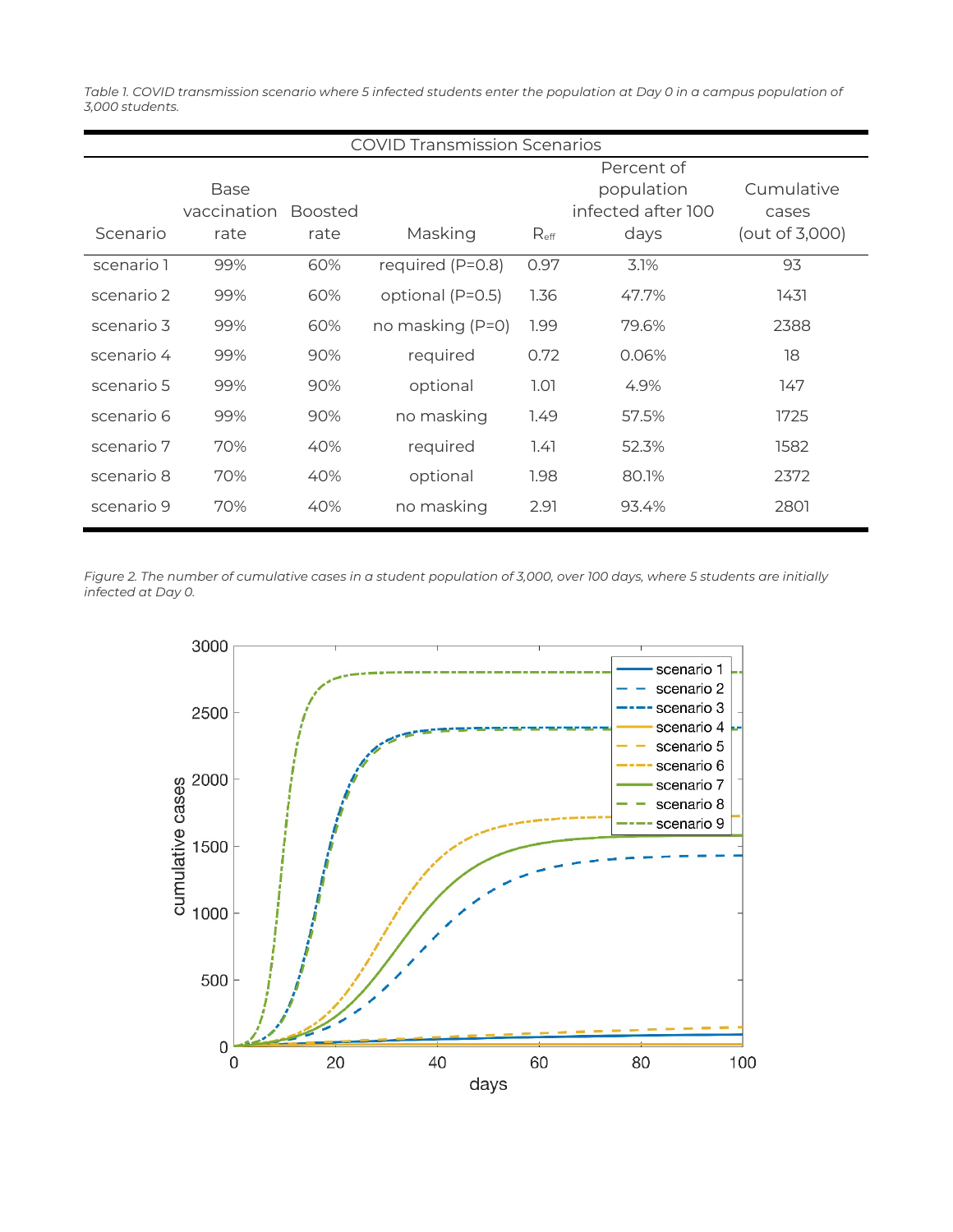*Table 1. COVID transmission scenario where 5 infected students enter the population at Day 0 in a campus population of 3,000 students.*

| COVID Transmission Scenarios | | | | | | |
|---|---|---|---|---|---|---|
| Scenario | Base vaccination rate | Boosted rate | Masking | $R_{eff}$ | Percent of population infected after 100 days | Cumulative cases (out of 3,000) |
| scenario 1 | 99% | 60% | required (P=0.8) | 0.97 | 3.1% | 93 |
| scenario 2 | 99% | 60% | optional (P=0.5) | 1.36 | 47.7% | 1431 |
| scenario 3 | 99% | 60% | no masking (P=0) | 1.99 | 79.6% | 2388 |
| scenario 4 | 99% | 90% | required | 0.72 | 0.06% | 18 |
| scenario 5 | 99% | 90% | optional | 1.01 | 4.9% | 147 |
| scenario 6 | 99% | 90% | no masking | 1.49 | 57.5% | 1725 |
| scenario 7 | 70% | 40% | required | 1.41 | 52.3% | 1582 |
| scenario 8 | 70% | 40% | optional | 1.98 | 80.1% | 2372 |
| scenario 9 | 70% | 40% | no masking | 2.91 | 93.4% | 2801 |

*Figure 2. The number of cumulative cases in a student population of 3,000, over 100 days, where 5 students are initially infected at Day 0.*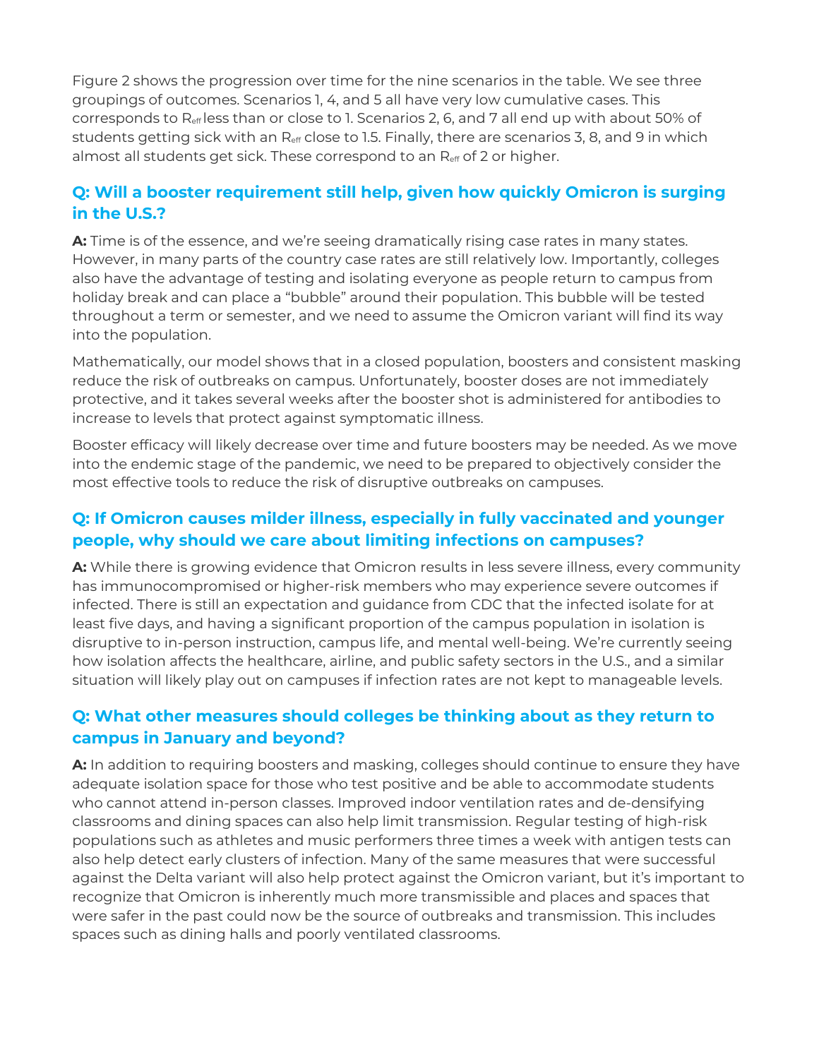Figure 2 shows the progression over time for the nine scenarios in the table. We see three groupings of outcomes. Scenarios 1, 4, and 5 all have very low cumulative cases. This corresponds to $R_{eff}$ less than or close to 1. Scenarios 2, 6, and 7 all end up with about 50% of students getting sick with an $R_{eff}$ close to 1.5. Finally, there are scenarios 3, 8, and 9 in which almost all students get sick. These correspond to an $R_{eff}$ of 2 or higher.

## Q: Will a booster requirement still help, given how quickly Omicron is surging in the U.S.?

**A:** Time is of the essence, and we're seeing dramatically rising case rates in many states. However, in many parts of the country case rates are still relatively low. Importantly, colleges also have the advantage of testing and isolating everyone as people return to campus from holiday break and can place a "bubble" around their population. This bubble will be tested throughout a term or semester, and we need to assume the Omicron variant will find its way into the population.

Mathematically, our model shows that in a closed population, boosters and consistent masking reduce the risk of outbreaks on campus. Unfortunately, booster doses are not immediately protective, and it takes several weeks after the booster shot is administered for antibodies to increase to levels that protect against symptomatic illness.

Booster efficacy will likely decrease over time and future boosters may be needed. As we move into the endemic stage of the pandemic, we need to be prepared to objectively consider the most effective tools to reduce the risk of disruptive outbreaks on campuses.

## Q: If Omicron causes milder illness, especially in fully vaccinated and younger people, why should we care about limiting infections on campuses?

**A:** While there is growing evidence that Omicron results in less severe illness, every community has immunocompromised or higher-risk members who may experience severe outcomes if infected. There is still an expectation and guidance from CDC that the infected isolate for at least five days, and having a significant proportion of the campus population in isolation is disruptive to in-person instruction, campus life, and mental well-being. We're currently seeing how isolation affects the healthcare, airline, and public safety sectors in the U.S., and a similar situation will likely play out on campuses if infection rates are not kept to manageable levels.

## Q: What other measures should colleges be thinking about as they return to campus in January and beyond?

**A:** In addition to requiring boosters and masking, colleges should continue to ensure they have adequate isolation space for those who test positive and be able to accommodate students who cannot attend in-person classes. Improved indoor ventilation rates and de-densifying classrooms and dining spaces can also help limit transmission. Regular testing of high-risk populations such as athletes and music performers three times a week with antigen tests can also help detect early clusters of infection. Many of the same measures that were successful against the Delta variant will also help protect against the Omicron variant, but it's important to recognize that Omicron is inherently much more transmissible and places and spaces that were safer in the past could now be the source of outbreaks and transmission. This includes spaces such as dining halls and poorly ventilated classrooms.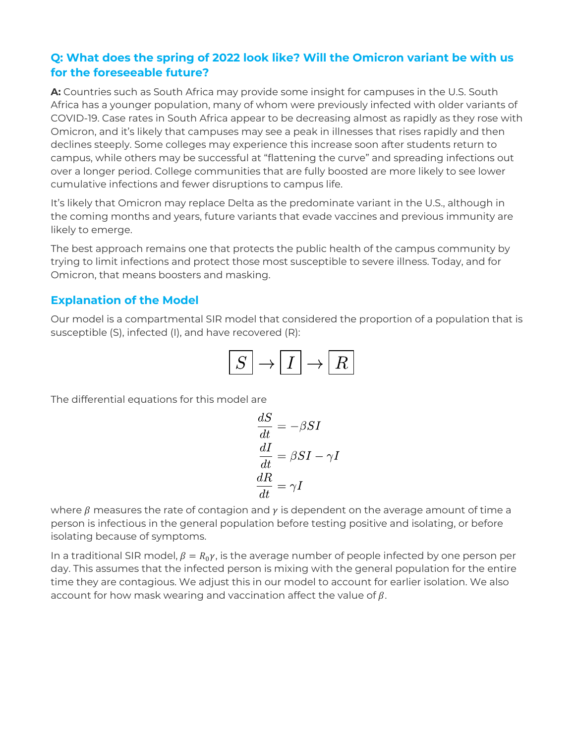### Q: What does the spring of 2022 look like? Will the Omicron variant be with us for the foreseeable future?

**A:** Countries such as South Africa may provide some insight for campuses in the U.S. South Africa has a younger population, many of whom were previously infected with older variants of COVID-19. Case rates in South Africa appear to be decreasing almost as rapidly as they rose with Omicron, and it's likely that campuses may see a peak in illnesses that rises rapidly and then declines steeply. Some colleges may experience this increase soon after students return to campus, while others may be successful at "flattening the curve" and spreading infections out over a longer period. College communities that are fully boosted are more likely to see lower cumulative infections and fewer disruptions to campus life.

It's likely that Omicron may replace Delta as the predominate variant in the U.S., although in the coming months and years, future variants that evade vaccines and previous immunity are likely to emerge.

The best approach remains one that protects the public health of the campus community by trying to limit infections and protect those most susceptible to severe illness. Today, and for Omicron, that means boosters and masking.

## Explanation of the Model

Our model is a compartmental SIR model that considered the proportion of a population that is susceptible (S), infected (I), and have recovered (R):

$$\boxed{S} \rightarrow \boxed{I} \rightarrow \boxed{R}$$

The differential equations for this model are

$$\begin{aligned}
\frac{dS}{dt} &= -\beta S I \\
\frac{dI}{dt} &= \beta S I - \gamma I \\
\frac{dR}{dt} &= \gamma I
\end{aligned}$$

where $\beta$ measures the rate of contagion and $\gamma$ is dependent on the average amount of time a person is infectious in the general population before testing positive and isolating, or before isolating because of symptoms.

In a traditional SIR model, $\beta = R_0 \gamma$, is the average number of people infected by one person per day. This assumes that the infected person is mixing with the general population for the entire time they are contagious. We adjust this in our model to account for earlier isolation. We also account for how mask wearing and vaccination affect the value of $\beta$.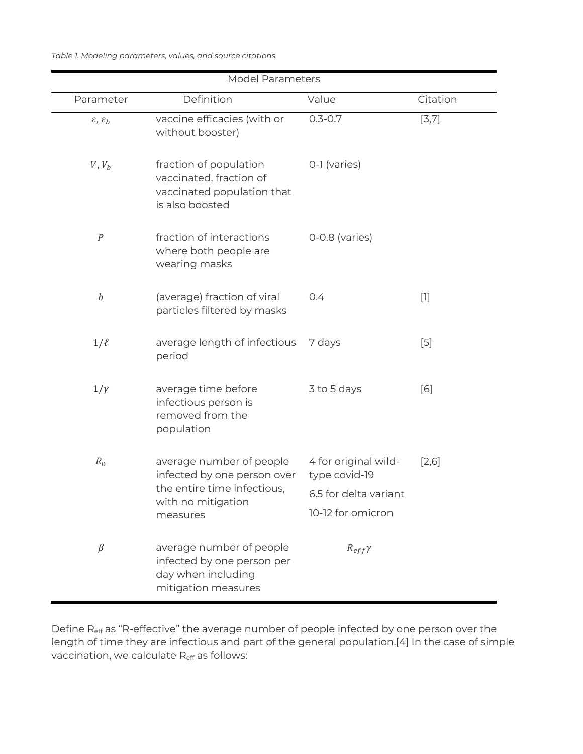*Table 1. Modeling parameters, values, and source citations.*

| Model Parameters | | | |
|---|---|---|---|
| Parameter | Definition | Value | Citation |
| $\varepsilon, \varepsilon_b$ | vaccine efficacies (with or without booster) | 0.3-0.7 | [3,7] |
| $V, V_b$ | fraction of population vaccinated, fraction of vaccinated population that is also boosted | 0-1 (varies) | |
| $P$ | fraction of interactions where both people are wearing masks | 0-0.8 (varies) | |
| $b$ | (average) fraction of viral particles filtered by masks | 0.4 | [1] |
| $1/\ell$ | average length of infectious period | 7 days | [5] |
| $1/\gamma$ | average time before infectious person is removed from the population | 3 to 5 days | [6] |
| $R_0$ | average number of people infected by one person over the entire time infectious, with no mitigation measures | 4 for original wild-type covid-19<br>6.5 for delta variant<br>10-12 for omicron | [2,6] |
| $\beta$ | average number of people infected by one person per day when including mitigation measures | $R_{eff}\gamma$ | |

Define $R_{eff}$ as "R-effective" the average number of people infected by one person over the length of time they are infectious and part of the general population.[4] In the case of simple vaccination, we calculate $R_{eff}$ as follows: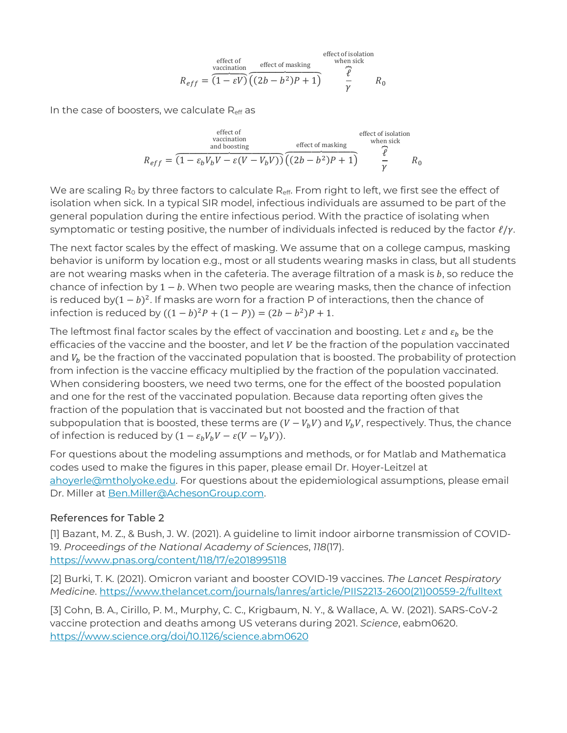$$R_{eff} = \overbrace{(1-\varepsilon V)}^{\substack{\text{effect of}\\ \text{vaccination}}}\overbrace{\left((2b-b^2)P+1\right)}^{\text{effect of masking}}\overbrace{\frac{\ell}{\gamma}}^{\substack{\text{effect of isolation}\\ \text{when sick}}} R_0$$

In the case of boosters, we calculate $R_{eff}$ as

$$R_{eff} = \overbrace{(1-\varepsilon_b V_b V - \varepsilon(V - V_b V))}^{\substack{\text{effect of}\\ \text{vaccination}\\ \text{and boosting}}}\overbrace{\left((2b-b^2)P+1\right)}^{\text{effect of masking}}\overbrace{\frac{\ell}{\gamma}}^{\substack{\text{effect of isolation}\\ \text{when sick}}} R_0$$

We are scaling $R_0$ by three factors to calculate $R_{eff}$. From right to left, we first see the effect of isolation when sick. In a typical SIR model, infectious individuals are assumed to be part of the general population during the entire infectious period. With the practice of isolating when symptomatic or testing positive, the number of individuals infected is reduced by the factor $\ell/\gamma$.

The next factor scales by the effect of masking. We assume that on a college campus, masking behavior is uniform by location e.g., most or all students wearing masks in class, but all students are not wearing masks when in the cafeteria. The average filtration of a mask is $b$, so reduce the chance of infection by $1-b$. When two people are wearing masks, then the chance of infection is reduced by$(1-b)^2$. If masks are worn for a fraction P of interactions, then the chance of infection is reduced by $((1-b)^2P + (1-P)) = (2b - b^2)P + 1$.

The leftmost final factor scales by the effect of vaccination and boosting. Let $\varepsilon$ and $\varepsilon_b$ be the efficacies of the vaccine and the booster, and let $V$ be the fraction of the population vaccinated and $V_b$ be the fraction of the vaccinated population that is boosted. The probability of protection from infection is the vaccine efficacy multiplied by the fraction of the population vaccinated. When considering boosters, we need two terms, one for the effect of the boosted population and one for the rest of the vaccinated population. Because data reporting often gives the fraction of the population that is vaccinated but not boosted and the fraction of that subpopulation that is boosted, these terms are $(V - V_bV)$ and $V_bV$, respectively. Thus, the chance of infection is reduced by $(1 - \varepsilon_bV_bV - \varepsilon(V - V_bV))$.

For questions about the modeling assumptions and methods, or for Matlab and Mathematica codes used to make the figures in this paper, please email Dr. Hoyer-Leitzel at ahoyerle@mtholyoke.edu. For questions about the epidemiological assumptions, please email Dr. Miller at Ben.Miller@AchesonGroup.com.

### References for Table 2

[1] Bazant, M. Z., & Bush, J. W. (2021). A guideline to limit indoor airborne transmission of COVID-19. *Proceedings of the National Academy of Sciences*, *118*(17). https://www.pnas.org/content/118/17/e2018995118

[2] Burki, T. K. (2021). Omicron variant and booster COVID-19 vaccines. *The Lancet Respiratory Medicine*. https://www.thelancet.com/journals/lanres/article/PIIS2213-2600(21)00559-2/fulltext

[3] Cohn, B. A., Cirillo, P. M., Murphy, C. C., Krigbaum, N. Y., & Wallace, A. W. (2021). SARS-CoV-2 vaccine protection and deaths among US veterans during 2021. *Science*, eabm0620. https://www.science.org/doi/10.1126/science.abm0620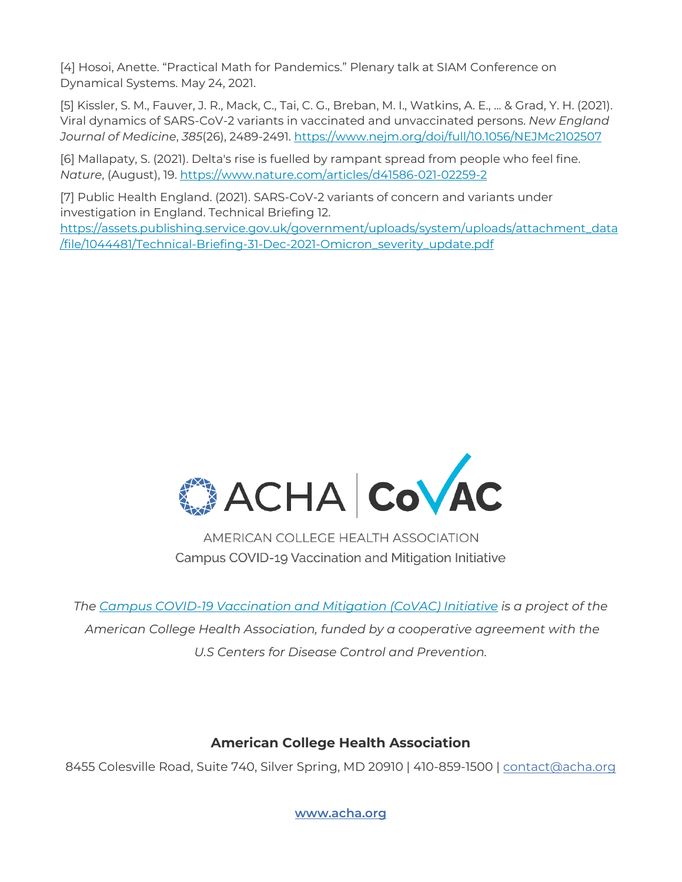[4] Hosoi, Anette. “Practical Math for Pandemics.” Plenary talk at SIAM Conference on Dynamical Systems. May 24, 2021.

[5] Kissler, S. M., Fauver, J. R., Mack, C., Tai, C. G., Breban, M. I., Watkins, A. E., ... & Grad, Y. H. (2021). Viral dynamics of SARS-CoV-2 variants in vaccinated and unvaccinated persons. *New England Journal of Medicine*, *385*(26), 2489-2491. https://www.nejm.org/doi/full/10.1056/NEJMc2102507

[6] Mallapaty, S. (2021). Delta's rise is fuelled by rampant spread from people who feel fine. *Nature*, (August), 19. https://www.nature.com/articles/d41586-021-02259-2

[7] Public Health England. (2021). SARS-CoV-2 variants of concern and variants under investigation in England. Technical Briefing 12. https://assets.publishing.service.gov.uk/government/uploads/system/uploads/attachment_data/file/1044481/Technical-Briefing-31-Dec-2021-Omicron_severity_update.pdf

ACHA | CoVAC

AMERICAN COLLEGE HEALTH ASSOCIATION

Campus COVID-19 Vaccination and Mitigation Initiative

*The Campus COVID-19 Vaccination and Mitigation (CoVAC) Initiative is a project of the American College Health Association, funded by a cooperative agreement with the U.S Centers for Disease Control and Prevention.*

**American College Health Association**

8455 Colesville Road, Suite 740, Silver Spring, MD 20910 | 410-859-1500 | contact@acha.org

**www.acha.org**